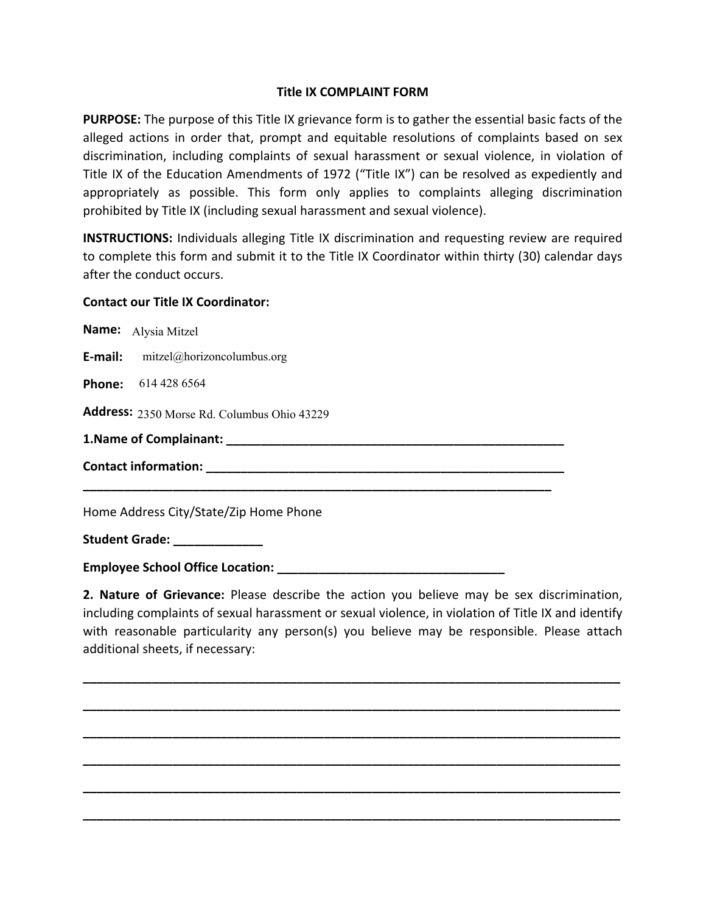# Title IX COMPLAINT FORM

**PURPOSE:** The purpose of this Title IX grievance form is to gather the essential basic facts of the alleged actions in order that, prompt and equitable resolutions of complaints based on sex discrimination, including complaints of sexual harassment or sexual violence, in violation of Title IX of the Education Amendments of 1972 ("Title IX") can be resolved as expediently and appropriately as possible. This form only applies to complaints alleging discrimination prohibited by Title IX (including sexual harassment and sexual violence).

**INSTRUCTIONS:** Individuals alleging Title IX discrimination and requesting review are required to complete this form and submit it to the Title IX Coordinator within thirty (30) calendar days after the conduct occurs.

**Contact our Title IX Coordinator:**

**Name:** Alysia Mitzel

**E-mail:** mitzel@horizoncolumbus.org

**Phone:** 614 428 6564

**Address:** 2350 Morse Rd. Columbus Ohio 43229

**1.Name of Complainant:** ____________________________________________________

**Contact information:** _______________________________________________________

__________________________________________________________________________

Home Address City/State/Zip Home Phone

**Student Grade:** _____________

**Employee School Office Location:** __________________________________

**2. Nature of Grievance:** Please describe the action you believe may be sex discrimination, including complaints of sexual harassment or sexual violence, in violation of Title IX and identify with reasonable particularity any person(s) you believe may be responsible. Please attach additional sheets, if necessary:

______________________________________________________________________________

______________________________________________________________________________

______________________________________________________________________________

______________________________________________________________________________

______________________________________________________________________________

______________________________________________________________________________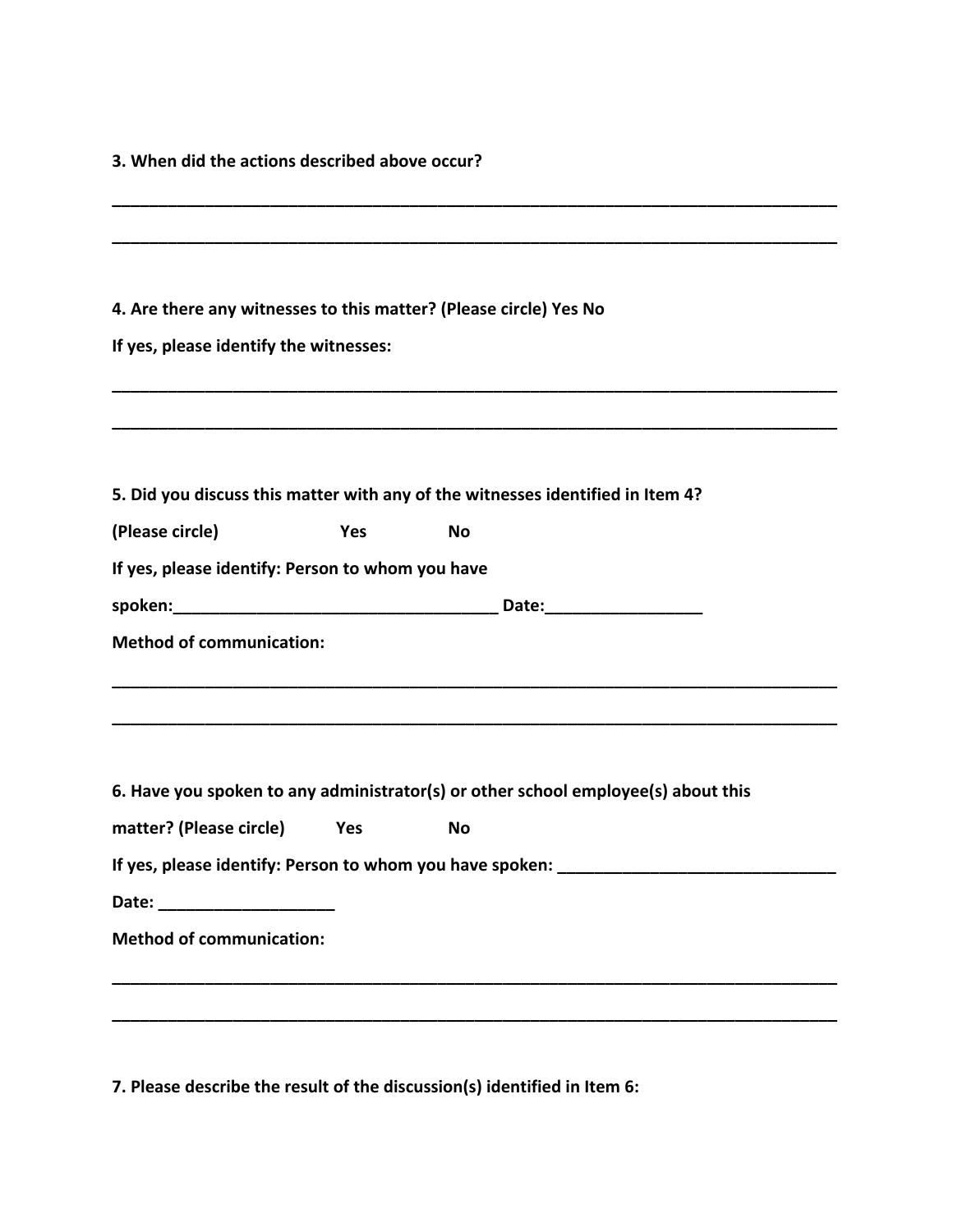**3. When did the actions described above occur?**

\_\_\_\_\_\_\_\_\_\_\_\_\_\_\_\_\_\_\_\_\_\_\_\_\_\_\_\_\_\_\_\_\_\_\_\_\_\_\_\_\_\_\_\_\_\_\_\_\_\_\_\_\_\_\_\_\_\_\_\_\_\_\_\_\_\_\_\_\_\_\_\_\_\_\_\_\_\_

\_\_\_\_\_\_\_\_\_\_\_\_\_\_\_\_\_\_\_\_\_\_\_\_\_\_\_\_\_\_\_\_\_\_\_\_\_\_\_\_\_\_\_\_\_\_\_\_\_\_\_\_\_\_\_\_\_\_\_\_\_\_\_\_\_\_\_\_\_\_\_\_\_\_\_\_\_\_

**4. Are there any witnesses to this matter? (Please circle) Yes No**

**If yes, please identify the witnesses:**

\_\_\_\_\_\_\_\_\_\_\_\_\_\_\_\_\_\_\_\_\_\_\_\_\_\_\_\_\_\_\_\_\_\_\_\_\_\_\_\_\_\_\_\_\_\_\_\_\_\_\_\_\_\_\_\_\_\_\_\_\_\_\_\_\_\_\_\_\_\_\_\_\_\_\_\_\_\_

\_\_\_\_\_\_\_\_\_\_\_\_\_\_\_\_\_\_\_\_\_\_\_\_\_\_\_\_\_\_\_\_\_\_\_\_\_\_\_\_\_\_\_\_\_\_\_\_\_\_\_\_\_\_\_\_\_\_\_\_\_\_\_\_\_\_\_\_\_\_\_\_\_\_\_\_\_\_

**5. Did you discuss this matter with any of the witnesses identified in Item 4?**

**(Please circle) Yes No**

**If yes, please identify: Person to whom you have**

**spoken:\_\_\_\_\_\_\_\_\_\_\_\_\_\_\_\_\_\_\_\_\_\_\_\_\_\_\_\_\_\_\_\_\_\_\_\_ Date:\_\_\_\_\_\_\_\_\_\_\_\_\_\_\_\_\_**

**Method of communication:**

\_\_\_\_\_\_\_\_\_\_\_\_\_\_\_\_\_\_\_\_\_\_\_\_\_\_\_\_\_\_\_\_\_\_\_\_\_\_\_\_\_\_\_\_\_\_\_\_\_\_\_\_\_\_\_\_\_\_\_\_\_\_\_\_\_\_\_\_\_\_\_\_\_\_\_\_\_\_

\_\_\_\_\_\_\_\_\_\_\_\_\_\_\_\_\_\_\_\_\_\_\_\_\_\_\_\_\_\_\_\_\_\_\_\_\_\_\_\_\_\_\_\_\_\_\_\_\_\_\_\_\_\_\_\_\_\_\_\_\_\_\_\_\_\_\_\_\_\_\_\_\_\_\_\_\_\_

**6. Have you spoken to any administrator(s) or other school employee(s) about this matter? (Please circle) Yes No**

**If yes, please identify: Person to whom you have spoken: \_\_\_\_\_\_\_\_\_\_\_\_\_\_\_\_\_\_\_\_\_\_\_\_\_\_\_\_\_\_**

**Date: \_\_\_\_\_\_\_\_\_\_\_\_\_\_\_\_\_\_\_**

**Method of communication:**

\_\_\_\_\_\_\_\_\_\_\_\_\_\_\_\_\_\_\_\_\_\_\_\_\_\_\_\_\_\_\_\_\_\_\_\_\_\_\_\_\_\_\_\_\_\_\_\_\_\_\_\_\_\_\_\_\_\_\_\_\_\_\_\_\_\_\_\_\_\_\_\_\_\_\_\_\_\_

\_\_\_\_\_\_\_\_\_\_\_\_\_\_\_\_\_\_\_\_\_\_\_\_\_\_\_\_\_\_\_\_\_\_\_\_\_\_\_\_\_\_\_\_\_\_\_\_\_\_\_\_\_\_\_\_\_\_\_\_\_\_\_\_\_\_\_\_\_\_\_\_\_\_\_\_\_\_

**7. Please describe the result of the discussion(s) identified in Item 6:**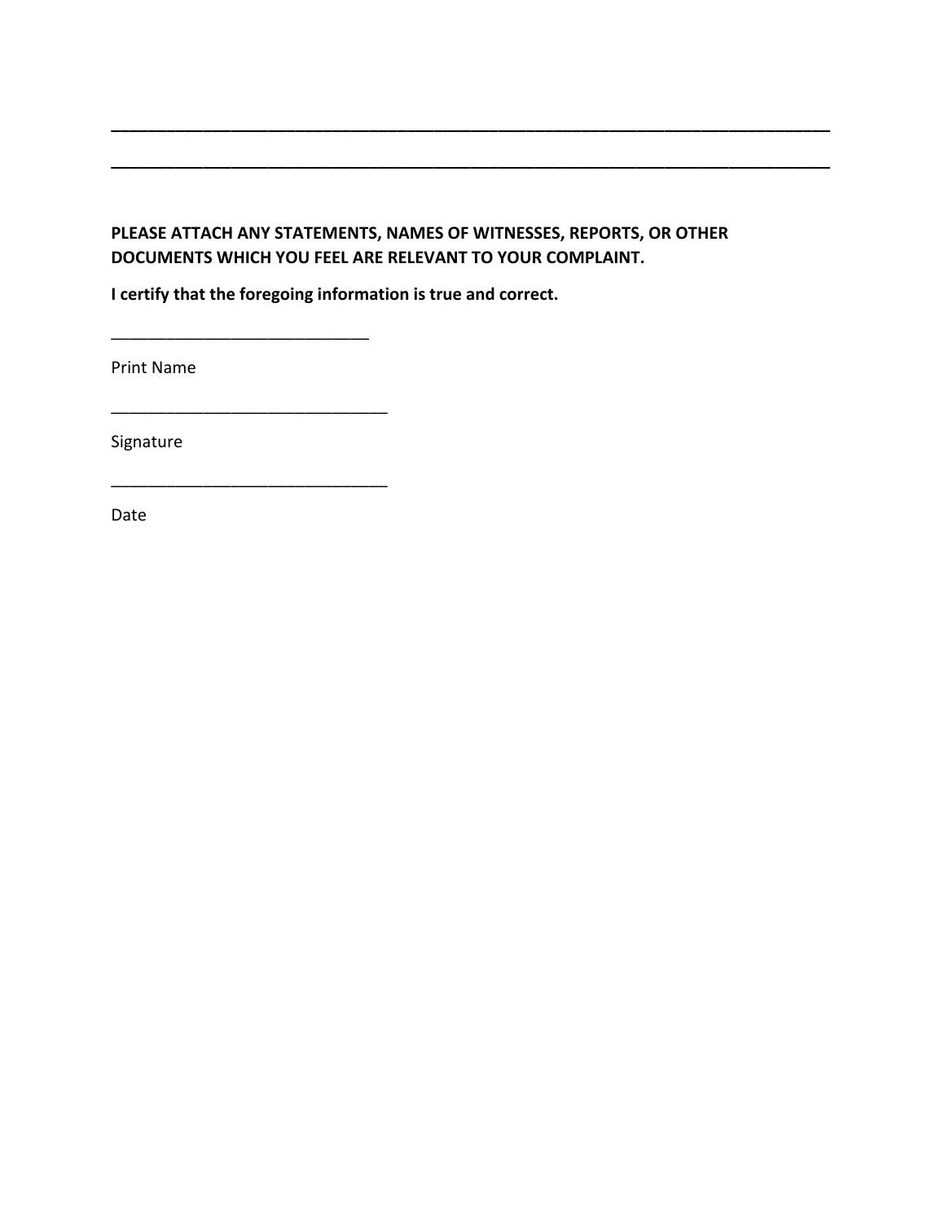\_\_\_\_\_\_\_\_\_\_\_\_\_\_\_\_\_\_\_\_\_\_\_\_\_\_\_\_\_\_\_\_\_\_\_\_\_\_\_\_\_\_\_\_\_\_\_\_\_\_\_\_\_\_\_\_\_\_\_\_\_\_\_\_\_\_\_\_\_\_\_\_\_\_\_\_\_\_

\_\_\_\_\_\_\_\_\_\_\_\_\_\_\_\_\_\_\_\_\_\_\_\_\_\_\_\_\_\_\_\_\_\_\_\_\_\_\_\_\_\_\_\_\_\_\_\_\_\_\_\_\_\_\_\_\_\_\_\_\_\_\_\_\_\_\_\_\_\_\_\_\_\_\_\_\_\_

**PLEASE ATTACH ANY STATEMENTS, NAMES OF WITNESSES, REPORTS, OR OTHER DOCUMENTS WHICH YOU FEEL ARE RELEVANT TO YOUR COMPLAINT.**

**I certify that the foregoing information is true and correct.**

\_\_\_\_\_\_\_\_\_\_\_\_\_\_\_\_\_\_\_\_\_\_\_\_\_\_\_\_\_\_

Print Name

\_\_\_\_\_\_\_\_\_\_\_\_\_\_\_\_\_\_\_\_\_\_\_\_\_\_\_\_\_\_

Signature

\_\_\_\_\_\_\_\_\_\_\_\_\_\_\_\_\_\_\_\_\_\_\_\_\_\_\_\_\_\_

Date